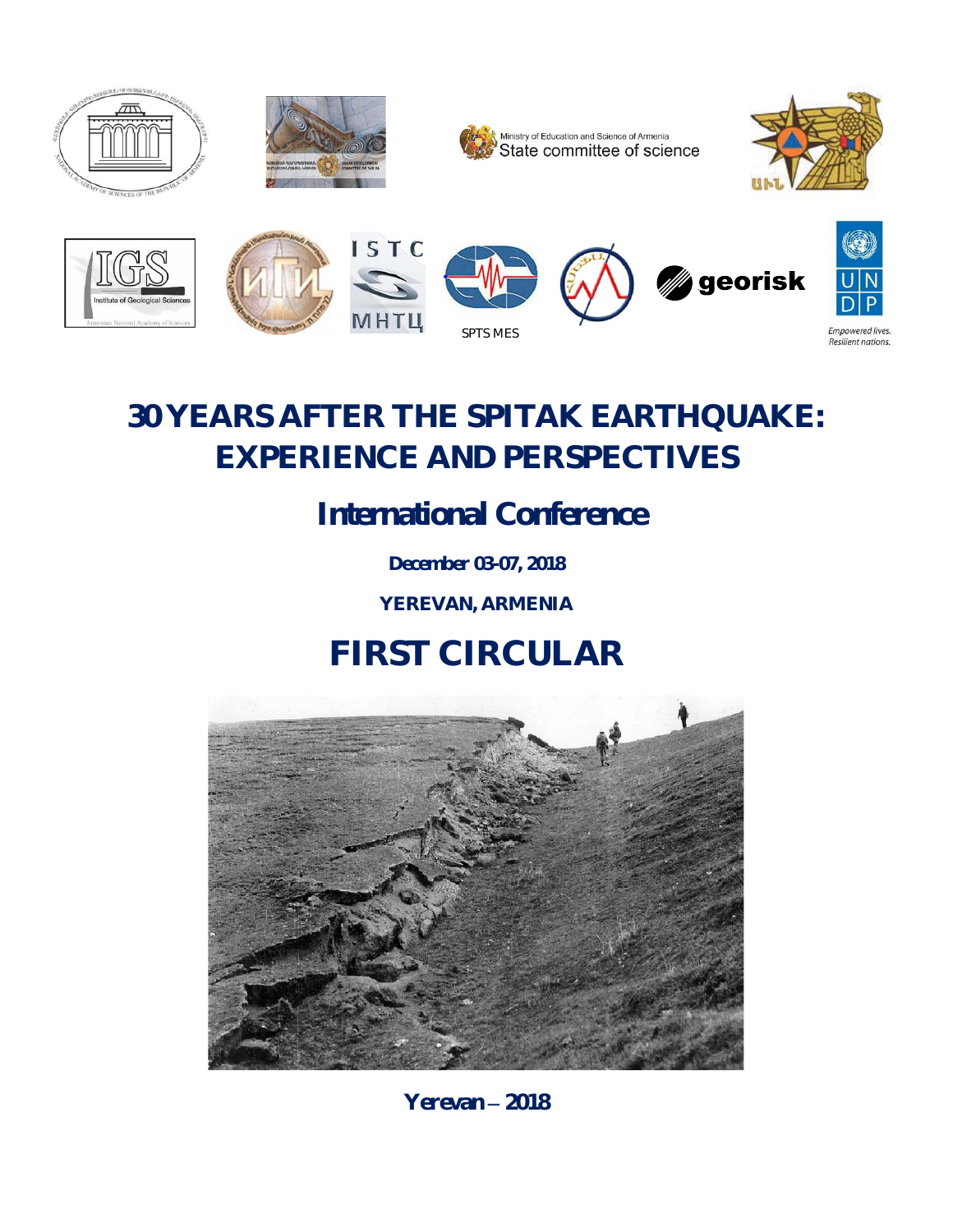Ministry of Education and Science of Armenia
State committee of science

SPTS MES

georisk

Empowered lives.
Resilient nations.

# 30 YEARS AFTER THE SPITAK EARTHQUAKE: EXPERIENCE AND PERSPECTIVES

## International Conference

**December 03-07, 2018**

**YEREVAN, ARMENIA**

# FIRST CIRCULAR

**Yerevan – 2018**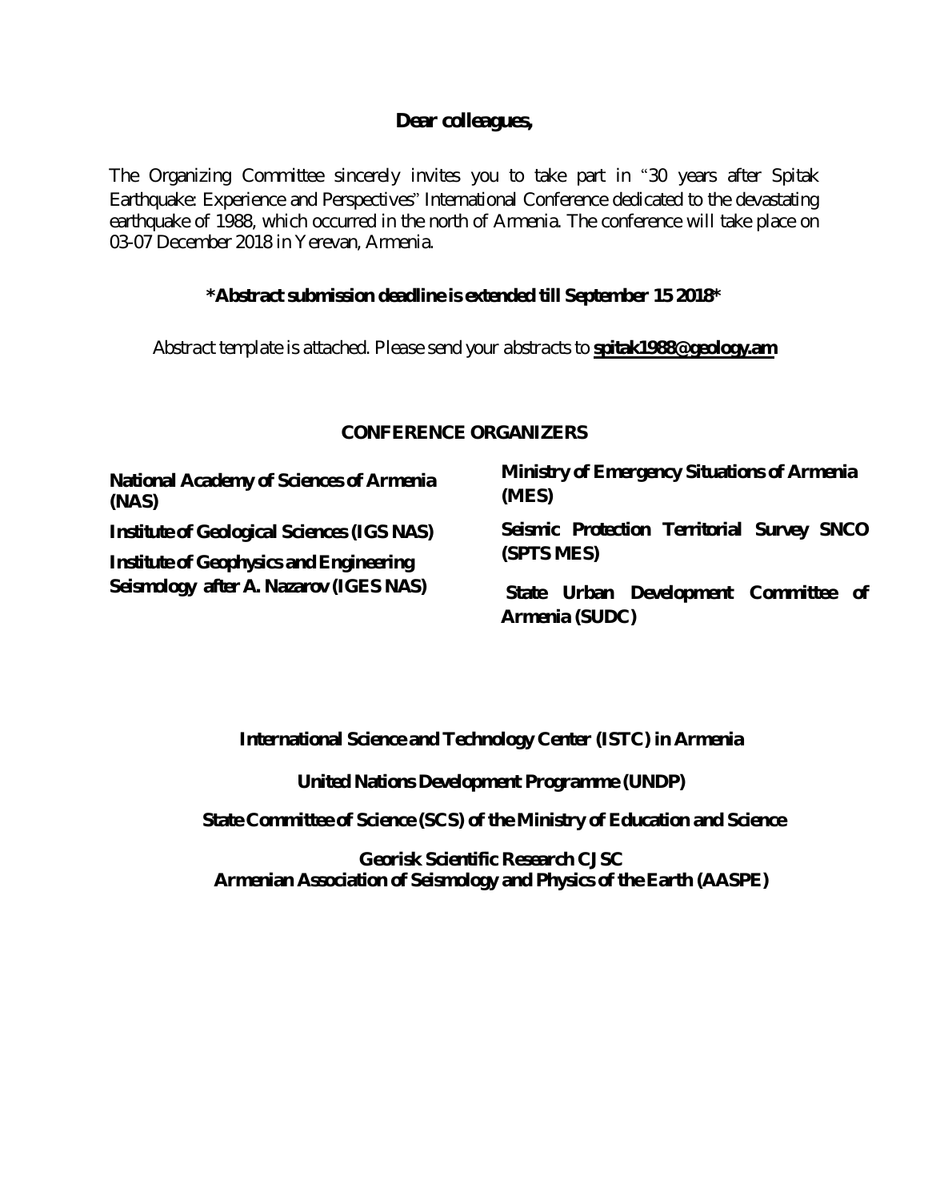**Dear colleagues,**

The Organizing Committee sincerely invites you to take part in "30 years after Spitak Earthquake: Experience and Perspectives" International Conference dedicated to the devastating earthquake of 1988, which occurred in the north of Armenia. The conference will take place on 03-07 December 2018 in Yerevan, Armenia.

**\*Abstract submission deadline is extended till September 15 2018\***

Abstract template is attached. Please send your abstracts to **spitak1988@geology.am**

## CONFERENCE ORGANIZERS

**National Academy of Sciences of Armenia (NAS)**

**Institute of Geological Sciences (IGS NAS)**

**Institute of Geophysics and Engineering Seismology after A. Nazarov (IGES NAS)**

**Ministry of Emergency Situations of Armenia (MES)**

**Seismic Protection Territorial Survey SNCO (SPTS MES)**

**State Urban Development Committee of Armenia (SUDC)**

**International Science and Technology Center (ISTC) in Armenia**

**United Nations Development Programme (UNDP)**

**State Committee of Science (SCS) of the Ministry of Education and Science**

**Georisk Scientific Research CJSC**

**Armenian Association of Seismology and Physics of the Earth (AASPE)**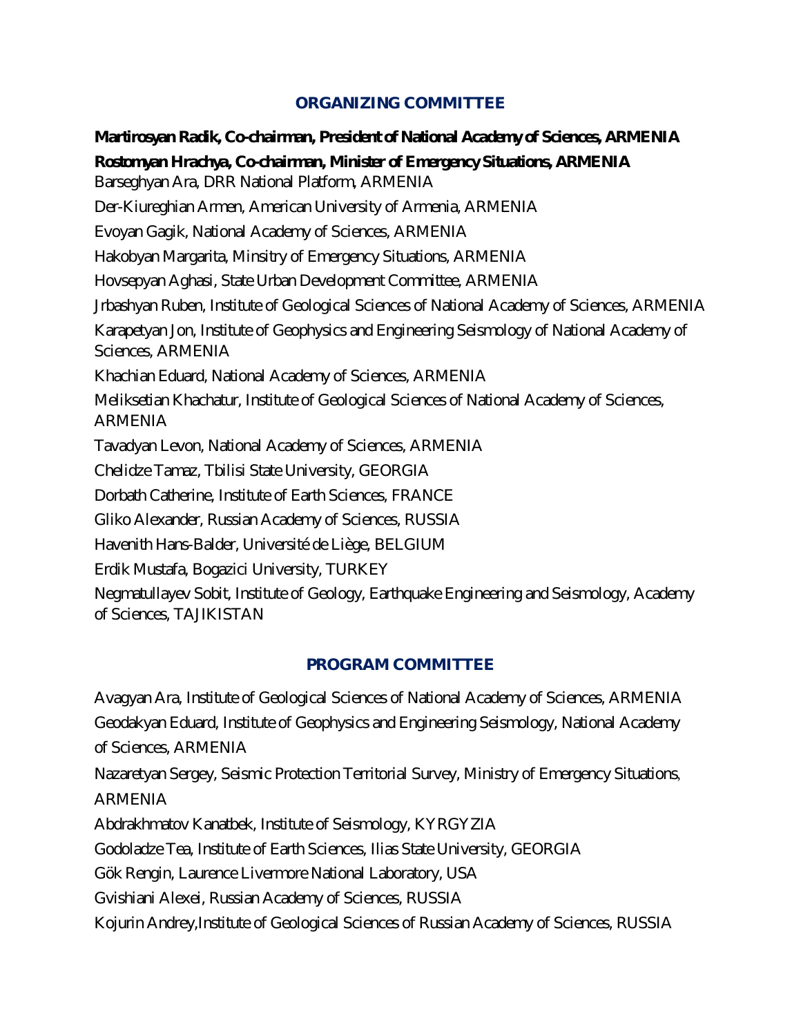## ORGANIZING COMMITTEE

**Martirosyan Radik, Co-chairman, President of National Academy of Sciences, ARMENIA**

**Rostomyan Hrachya, Co-chairman, Minister of Emergency Situations, ARMENIA**

Barseghyan Ara, DRR National Platform, ARMENIA

Der-Kiureghian Armen, American University of Armenia, ARMENIA

Evoyan Gagik, National Academy of Sciences, ARMENIA

Hakobyan Margarita, Minsitry of Emergency Situations, ARMENIA

Hovsepyan Aghasi, State Urban Development Committee, ARMENIA

Jrbashyan Ruben, Institute of Geological Sciences of National Academy of Sciences, ARMENIA

Karapetyan Jon, Institute of Geophysics and Engineering Seismology of National Academy of Sciences, ARMENIA

Khachian Eduard, National Academy of Sciences, ARMENIA

Meliksetian Khachatur, Institute of Geological Sciences of National Academy of Sciences, ARMENIA

Tavadyan Levon, National Academy of Sciences, ARMENIA

Chelidze Tamaz, Tbilisi State University, GEORGIA

Dorbath Catherine, Institute of Earth Sciences, FRANCE

Gliko Alexander, Russian Academy of Sciences, RUSSIA

Havenith Hans-Balder, Université de Liège, BELGIUM

Erdik Mustafa, Bogazici University, TURKEY

Negmatullayev Sobit, Institute of Geology, Earthquake Engineering and Seismology, Academy of Sciences, TAJIKISTAN

## PROGRAM COMMITTEE

Avagyan Ara, Institute of Geological Sciences of National Academy of Sciences, ARMENIA

Geodakyan Eduard, Institute of Geophysics and Engineering Seismology, National Academy of Sciences, ARMENIA

Nazaretyan Sergey, Seismic Protection Territorial Survey, Ministry of Emergency Situations, ARMENIA

Abdrakhmatov Kanatbek, Institute of Seismology, KYRGYZIA

Godoladze Tea, Institute of Earth Sciences, Ilias State University, GEORGIA

Gök Rengin, Laurence Livermore National Laboratory, USA

Gvishiani Alexei, Russian Academy of Sciences, RUSSIA

Kojurin Andrey,Institute of Geological Sciences of Russian Academy of Sciences, RUSSIA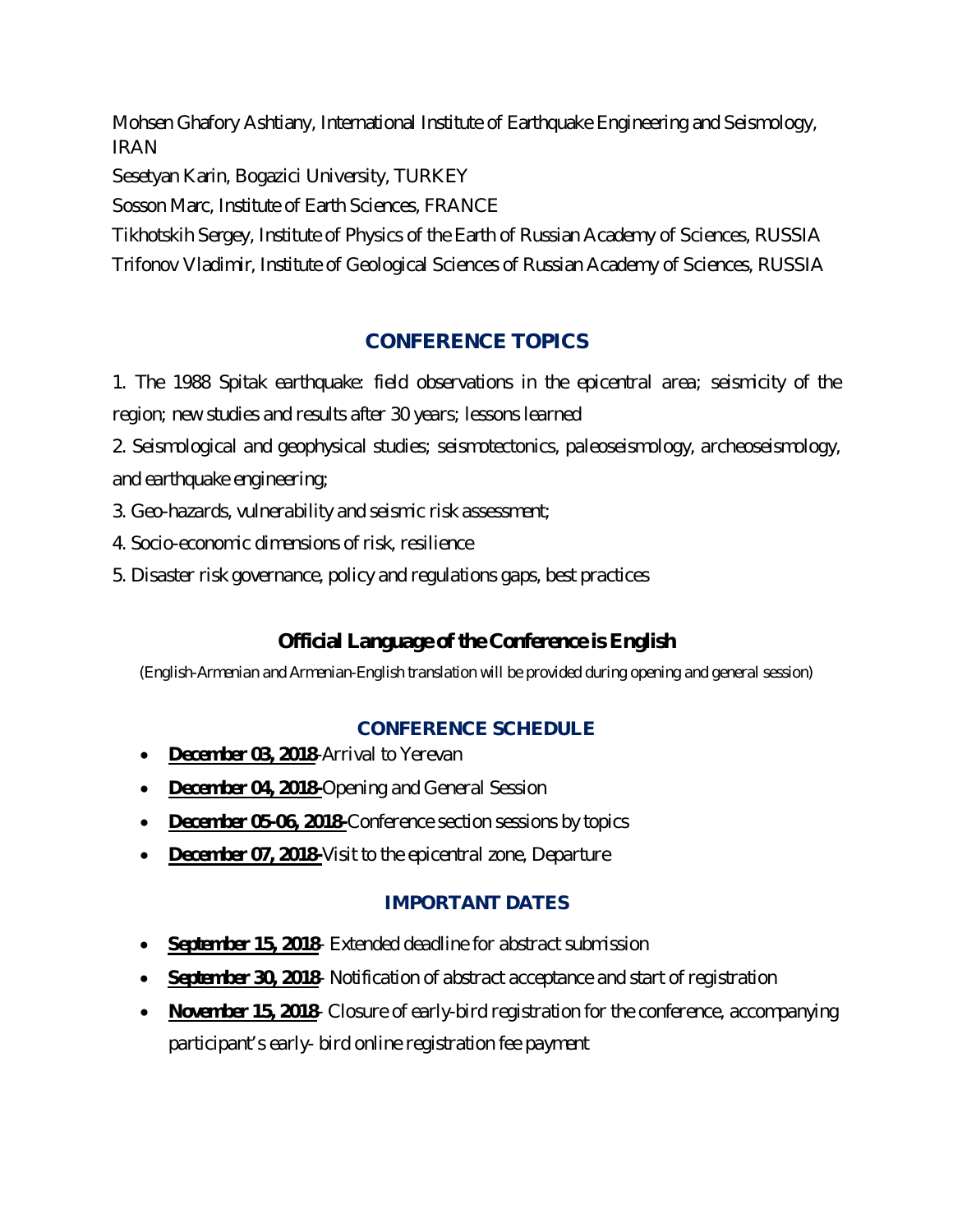Mohsen Ghafory Ashtiany, International Institute of Earthquake Engineering and Seismology, IRAN

Sesetyan Karin, Bogazici University, TURKEY

Sosson Marc, Institute of Earth Sciences, FRANCE

Tikhotskih Sergey, Institute of Physics of the Earth of Russian Academy of Sciences, RUSSIA

Trifonov Vladimir, Institute of Geological Sciences of Russian Academy of Sciences, RUSSIA

## CONFERENCE TOPICS

1. The 1988 Spitak earthquake: field observations in the epicentral area; seismicity of the region; new studies and results after 30 years; lessons learned
2. Seismological and geophysical studies; seismotectonics, paleoseismology, archeoseismology, and earthquake engineering;
3. Geo-hazards, vulnerability and seismic risk assessment;
4. Socio-economic dimensions of risk, resilience
5. Disaster risk governance, policy and regulations gaps, best practices

## Official Language of the Conference is English

(English-Armenian and Armenian-English translation will be provided during opening and general session)

## CONFERENCE SCHEDULE

- **December 03, 2018**-Arrival to Yerevan
- **December 04, 2018**-Opening and General Session
- **December 05-06, 2018**-Conference section sessions by topics
- **December 07, 2018**-Visit to the epicentral zone, Departure

## IMPORTANT DATES

- **September 15, 2018**- Extended deadline for abstract submission
- **September 30, 2018**- Notification of abstract acceptance and start of registration
- **November 15, 2018**- Closure of early-bird registration for the conference, accompanying participant's early- bird online registration fee payment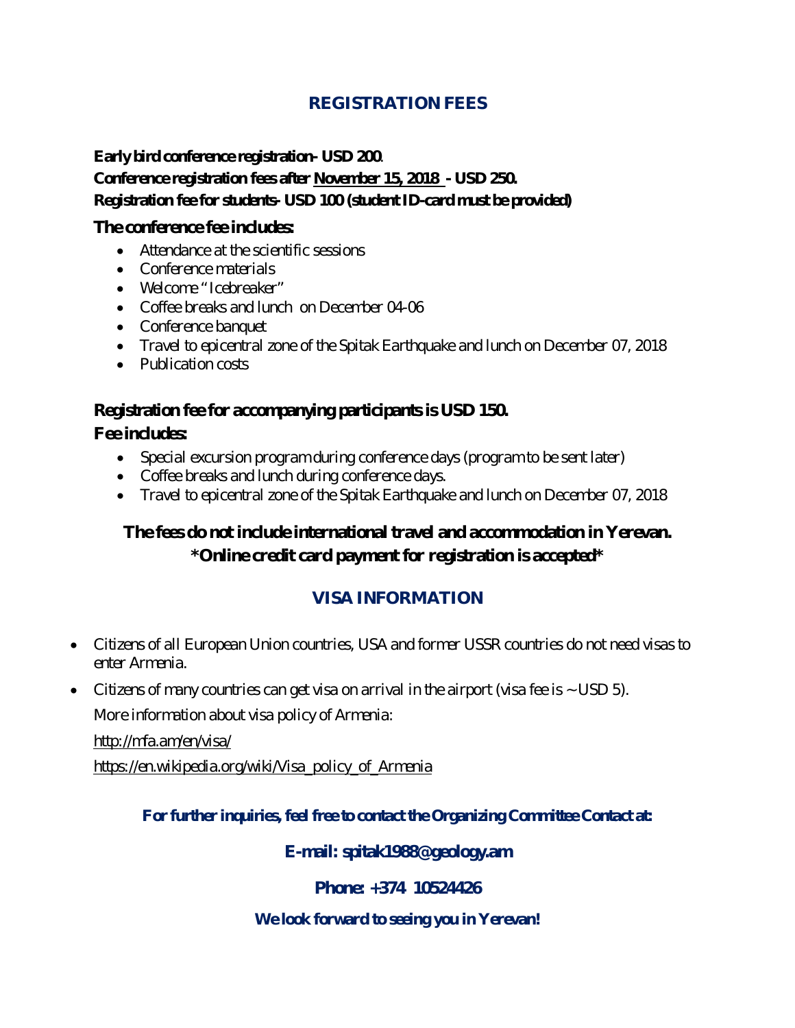## REGISTRATION FEES

**Early bird conference registration- USD 200**.
**Conference registration fees after November 15, 2018 - USD 250.**
**Registration fee for students- USD 100 (student ID-card must be provided)**

**The conference fee includes:**

- Attendance at the scientific sessions
- Conference materials
- Welcome "Icebreaker"
- Coffee breaks and lunch on December 04-06
- Conference banquet
- Travel to epicentral zone of the Spitak Earthquake and lunch on December 07, 2018
- Publication costs

**Registration fee for accompanying participants is USD 150.**
**Fee includes:**

- Special excursion program during conference days (program to be sent later)
- Coffee breaks and lunch during conference days.
- Travel to epicentral zone of the Spitak Earthquake and lunch on December 07, 2018

**The fees do not include international travel and accommodation in Yerevan.**
**\*Online credit card payment for registration is accepted\***

## VISA INFORMATION

- Citizens of all European Union countries, USA and former USSR countries do not need visas to enter Armenia.
- Citizens of many countries can get visa on arrival in the airport (visa fee is ~ USD 5).

  More information about visa policy of Armenia:

  http://mfa.am/en/visa/

  https://en.wikipedia.org/wiki/Visa_policy_of_Armenia

**For further inquiries, feel free to contact the Organizing Committee Contact at:**

**E-mail: spitak1988@geology.am**

**Phone: +374 10524426**

**We look forward to seeing you in Yerevan!**